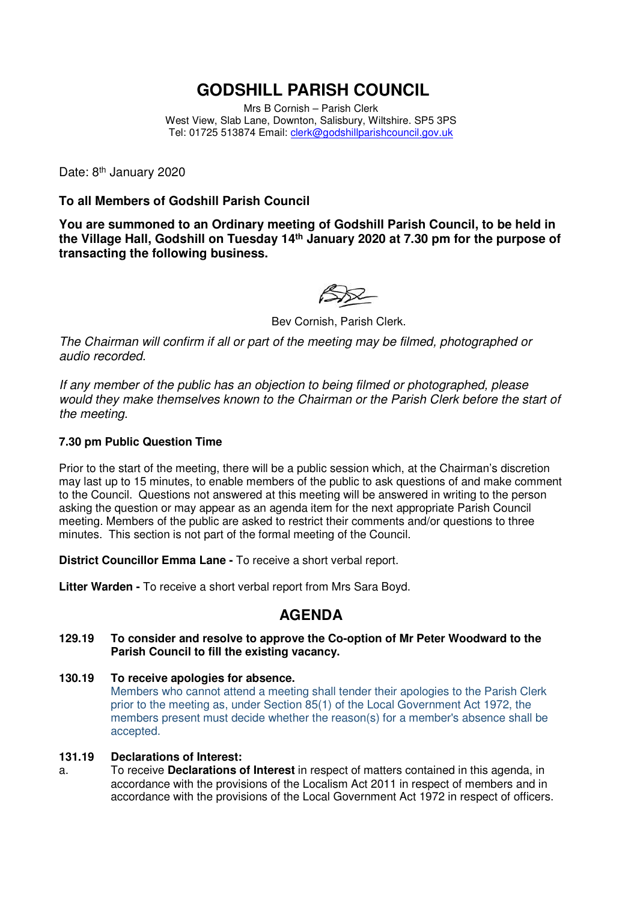# GODSHILL PARISH COUNCIL

Mrs B Cornish – Parish Clerk
West View, Slab Lane, Downton, Salisbury, Wiltshire. SP5 3PS
Tel: 01725 513874 Email: clerk@godshillparishcouncil.gov.uk

Date: 8th January 2020

**To all Members of Godshill Parish Council**

**You are summoned to an Ordinary meeting of Godshill Parish Council, to be held in the Village Hall, Godshill on Tuesday 14th January 2020 at 7.30 pm for the purpose of transacting the following business.**

Bev Cornish, Parish Clerk.

*The Chairman will confirm if all or part of the meeting may be filmed, photographed or audio recorded.*

*If any member of the public has an objection to being filmed or photographed, please would they make themselves known to the Chairman or the Parish Clerk before the start of the meeting.*

**7.30 pm Public Question Time**

Prior to the start of the meeting, there will be a public session which, at the Chairman's discretion may last up to 15 minutes, to enable members of the public to ask questions of and make comment to the Council. Questions not answered at this meeting will be answered in writing to the person asking the question or may appear as an agenda item for the next appropriate Parish Council meeting. Members of the public are asked to restrict their comments and/or questions to three minutes. This section is not part of the formal meeting of the Council.

**District Councillor Emma Lane -** To receive a short verbal report.

**Litter Warden -** To receive a short verbal report from Mrs Sara Boyd.

## AGENDA

**129.19 To consider and resolve to approve the Co-option of Mr Peter Woodward to the Parish Council to fill the existing vacancy.**

**130.19 To receive apologies for absence.**

Members who cannot attend a meeting shall tender their apologies to the Parish Clerk prior to the meeting as, under Section 85(1) of the Local Government Act 1972, the members present must decide whether the reason(s) for a member's absence shall be accepted.

**131.19 Declarations of Interest:**

a. To receive **Declarations of Interest** in respect of matters contained in this agenda, in accordance with the provisions of the Localism Act 2011 in respect of members and in accordance with the provisions of the Local Government Act 1972 in respect of officers.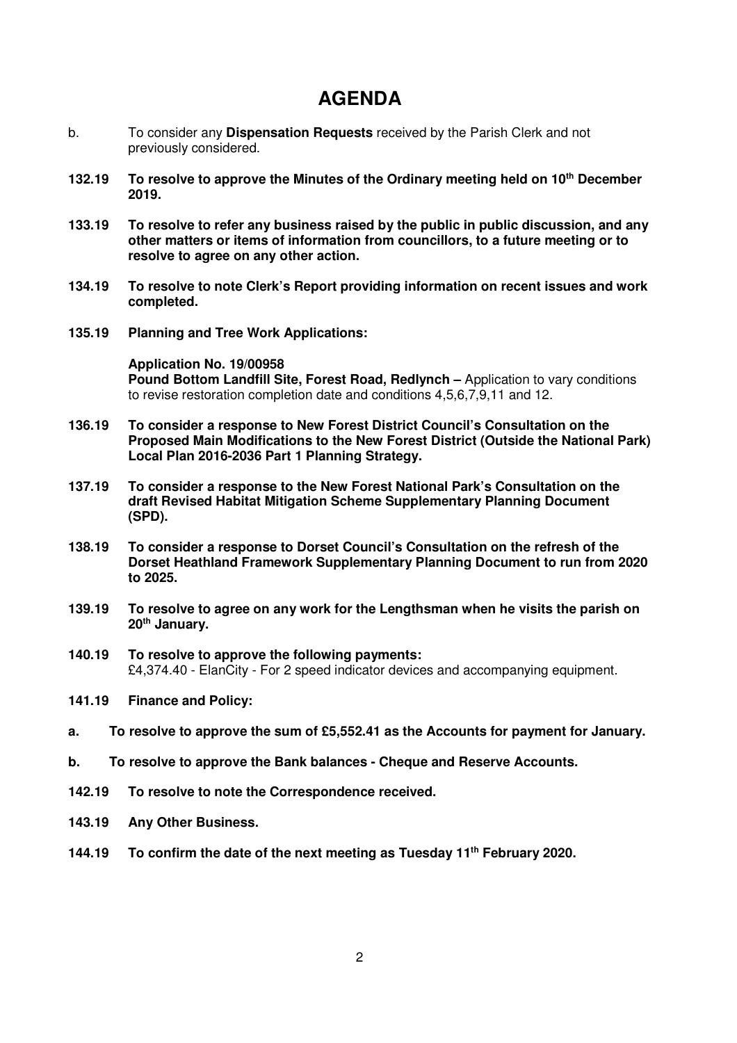# AGENDA

b. To consider any **Dispensation Requests** received by the Parish Clerk and not previously considered.

**132.19 To resolve to approve the Minutes of the Ordinary meeting held on 10th December 2019.**

**133.19 To resolve to refer any business raised by the public in public discussion, and any other matters or items of information from councillors, to a future meeting or to resolve to agree on any other action.**

**134.19 To resolve to note Clerk's Report providing information on recent issues and work completed.**

**135.19 Planning and Tree Work Applications:**

**Application No. 19/00958**
**Pound Bottom Landfill Site, Forest Road, Redlynch –** Application to vary conditions to revise restoration completion date and conditions 4,5,6,7,9,11 and 12.

**136.19 To consider a response to New Forest District Council's Consultation on the Proposed Main Modifications to the New Forest District (Outside the National Park) Local Plan 2016-2036 Part 1 Planning Strategy.**

**137.19 To consider a response to the New Forest National Park's Consultation on the draft Revised Habitat Mitigation Scheme Supplementary Planning Document (SPD).**

**138.19 To consider a response to Dorset Council's Consultation on the refresh of the Dorset Heathland Framework Supplementary Planning Document to run from 2020 to 2025.**

**139.19 To resolve to agree on any work for the Lengthsman when he visits the parish on 20th January.**

**140.19 To resolve to approve the following payments:**
£4,374.40 - ElanCity - For 2 speed indicator devices and accompanying equipment.

**141.19 Finance and Policy:**

**a. To resolve to approve the sum of £5,552.41 as the Accounts for payment for January.**

**b. To resolve to approve the Bank balances - Cheque and Reserve Accounts.**

**142.19 To resolve to note the Correspondence received.**

**143.19 Any Other Business.**

**144.19 To confirm the date of the next meeting as Tuesday 11th February 2020.**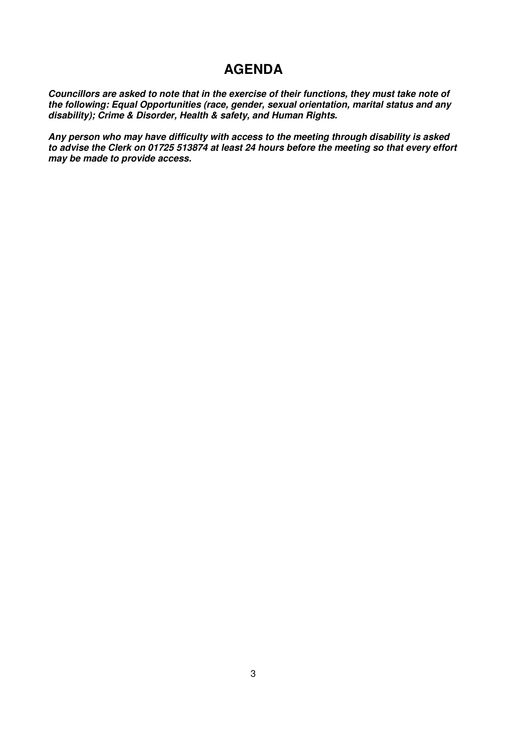# AGENDA

***Councillors are asked to note that in the exercise of their functions, they must take note of the following: Equal Opportunities (race, gender, sexual orientation, marital status and any disability); Crime & Disorder, Health & safety, and Human Rights.***

***Any person who may have difficulty with access to the meeting through disability is asked to advise the Clerk on 01725 513874 at least 24 hours before the meeting so that every effort may be made to provide access.***